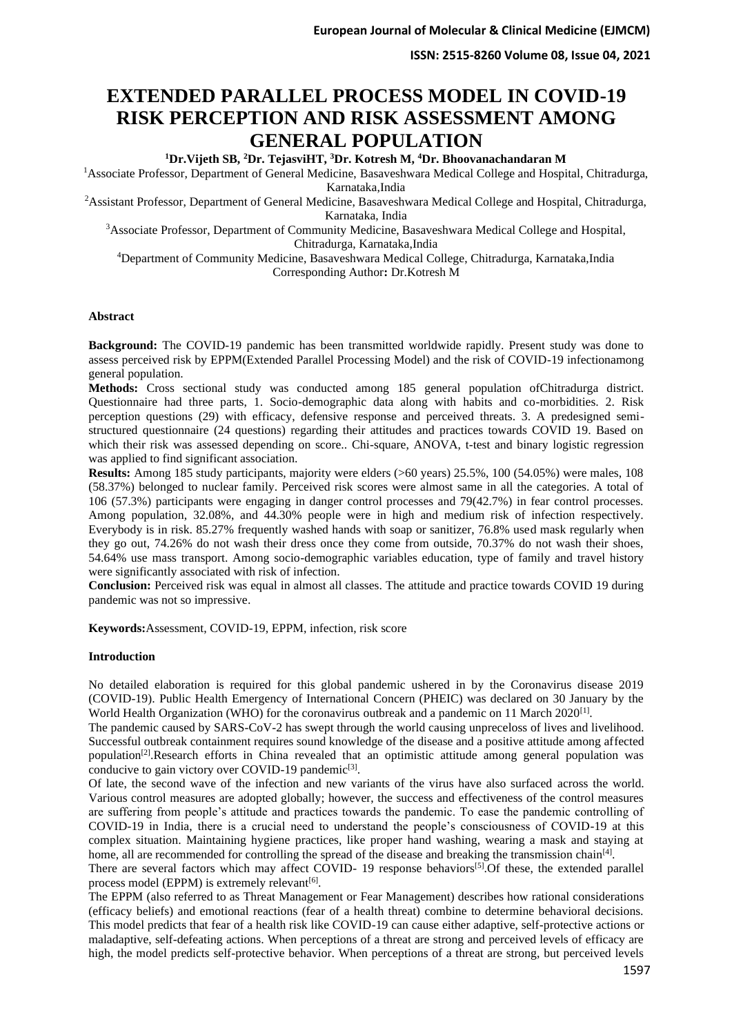# EXTENDED PARALLEL PROCESS MODEL IN COVID-19 RISK PERCEPTION AND RISK ASSESSMENT AMONG GENERAL POPULATION

**[1]Dr.Vijeth SB, [2]Dr. TejasviHT, [3]Dr. Kotresh M, [4]Dr. Bhoovanachandaran M**

[1]Associate Professor, Department of General Medicine, Basaveshwara Medical College and Hospital, Chitradurga, Karnataka,India

[2]Assistant Professor, Department of General Medicine, Basaveshwara Medical College and Hospital, Chitradurga, Karnataka, India

[3]Associate Professor, Department of Community Medicine, Basaveshwara Medical College and Hospital, Chitradurga, Karnataka,India

[4]Department of Community Medicine, Basaveshwara Medical College, Chitradurga, Karnataka,India

Corresponding Author**:** Dr.Kotresh M

## Abstract

**Background:** The COVID-19 pandemic has been transmitted worldwide rapidly. Present study was done to assess perceived risk by EPPM(Extended Parallel Processing Model) and the risk of COVID-19 infectionamong general population.

**Methods:** Cross sectional study was conducted among 185 general population ofChitradurga district. Questionnaire had three parts, 1. Socio-demographic data along with habits and co-morbidities. 2. Risk perception questions (29) with efficacy, defensive response and perceived threats. 3. A predesigned semi-structured questionnaire (24 questions) regarding their attitudes and practices towards COVID 19. Based on which their risk was assessed depending on score.. Chi-square, ANOVA, t-test and binary logistic regression was applied to find significant association.

**Results:** Among 185 study participants, majority were elders (>60 years) 25.5%, 100 (54.05%) were males, 108 (58.37%) belonged to nuclear family. Perceived risk scores were almost same in all the categories. A total of 106 (57.3%) participants were engaging in danger control processes and 79(42.7%) in fear control processes. Among population, 32.08%, and 44.30% people were in high and medium risk of infection respectively. Everybody is in risk. 85.27% frequently washed hands with soap or sanitizer, 76.8% used mask regularly when they go out, 74.26% do not wash their dress once they come from outside, 70.37% do not wash their shoes, 54.64% use mass transport. Among socio-demographic variables education, type of family and travel history were significantly associated with risk of infection.

**Conclusion:** Perceived risk was equal in almost all classes. The attitude and practice towards COVID 19 during pandemic was not so impressive.

**Keywords:**Assessment, COVID-19, EPPM, infection, risk score

## Introduction

No detailed elaboration is required for this global pandemic ushered in by the Coronavirus disease 2019 (COVID-19). Public Health Emergency of International Concern (PHEIC) was declared on 30 January by the World Health Organization (WHO) for the coronavirus outbreak and a pandemic on 11 March 2020[1].

The pandemic caused by SARS-CoV-2 has swept through the world causing unpreceloss of lives and livelihood. Successful outbreak containment requires sound knowledge of the disease and a positive attitude among affected population[2].Research efforts in China revealed that an optimistic attitude among general population was conducive to gain victory over COVID-19 pandemic[3].

Of late, the second wave of the infection and new variants of the virus have also surfaced across the world. Various control measures are adopted globally; however, the success and effectiveness of the control measures are suffering from people's attitude and practices towards the pandemic. To ease the pandemic controlling of COVID-19 in India, there is a crucial need to understand the people's consciousness of COVID-19 at this complex situation. Maintaining hygiene practices, like proper hand washing, wearing a mask and staying at home, all are recommended for controlling the spread of the disease and breaking the transmission chain[4].

There are several factors which may affect COVID- 19 response behaviors[5].Of these, the extended parallel process model (EPPM) is extremely relevant[6].

The EPPM (also referred to as Threat Management or Fear Management) describes how rational considerations (efficacy beliefs) and emotional reactions (fear of a health threat) combine to determine behavioral decisions. This model predicts that fear of a health risk like COVID-19 can cause either adaptive, self-protective actions or maladaptive, self-defeating actions. When perceptions of a threat are strong and perceived levels of efficacy are high, the model predicts self-protective behavior. When perceptions of a threat are strong, but perceived levels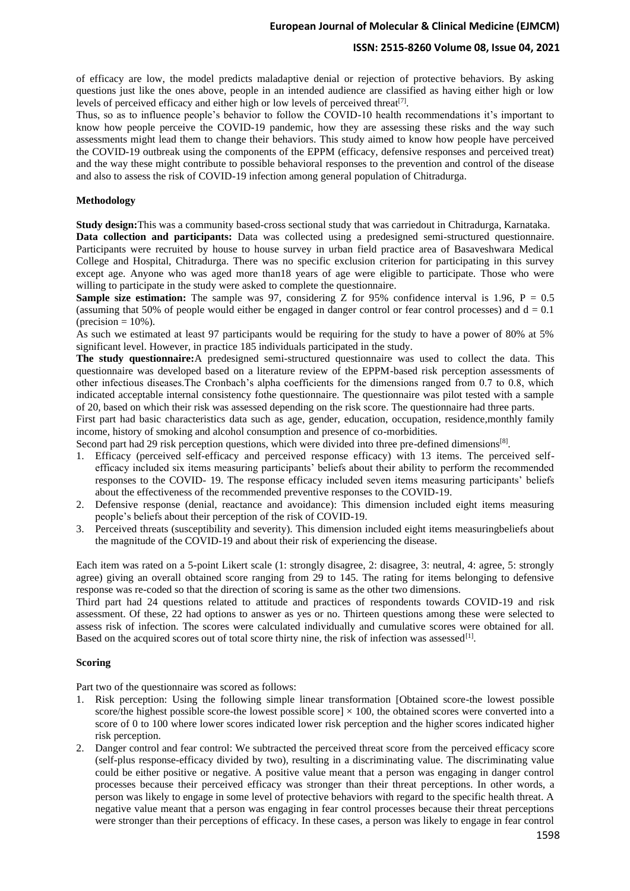of efficacy are low, the model predicts maladaptive denial or rejection of protective behaviors. By asking questions just like the ones above, people in an intended audience are classified as having either high or low levels of perceived efficacy and either high or low levels of perceived threat[7].

Thus, so as to influence people's behavior to follow the COVID-10 health recommendations it's important to know how people perceive the COVID-19 pandemic, how they are assessing these risks and the way such assessments might lead them to change their behaviors. This study aimed to know how people have perceived the COVID-19 outbreak using the components of the EPPM (efficacy, defensive responses and perceived treat) and the way these might contribute to possible behavioral responses to the prevention and control of the disease and also to assess the risk of COVID-19 infection among general population of Chitradurga.

## Methodology

**Study design:**This was a community based-cross sectional study that was carriedout in Chitradurga, Karnataka.

**Data collection and participants:** Data was collected using a predesigned semi-structured questionnaire. Participants were recruited by house to house survey in urban field practice area of Basaveshwara Medical College and Hospital, Chitradurga. There was no specific exclusion criterion for participating in this survey except age. Anyone who was aged more than18 years of age were eligible to participate. Those who were willing to participate in the study were asked to complete the questionnaire.

**Sample size estimation:** The sample was 97, considering Z for 95% confidence interval is 1.96, P = 0.5 (assuming that 50% of people would either be engaged in danger control or fear control processes) and d = 0.1 (precision = 10%).

As such we estimated at least 97 participants would be requiring for the study to have a power of 80% at 5% significant level. However, in practice 185 individuals participated in the study.

**The study questionnaire:**A predesigned semi-structured questionnaire was used to collect the data. This questionnaire was developed based on a literature review of the EPPM-based risk perception assessments of other infectious diseases.The Cronbach's alpha coefficients for the dimensions ranged from 0.7 to 0.8, which indicated acceptable internal consistency fothe questionnaire. The questionnaire was pilot tested with a sample of 20, based on which their risk was assessed depending on the risk score. The questionnaire had three parts.

First part had basic characteristics data such as age, gender, education, occupation, residence,monthly family income, history of smoking and alcohol consumption and presence of co-morbidities.

Second part had 29 risk perception questions, which were divided into three pre-defined dimensions[8].

1. Efficacy (perceived self-efficacy and perceived response efficacy) with 13 items. The perceived self-efficacy included six items measuring participants' beliefs about their ability to perform the recommended responses to the COVID- 19. The response efficacy included seven items measuring participants' beliefs about the effectiveness of the recommended preventive responses to the COVID-19.
2. Defensive response (denial, reactance and avoidance): This dimension included eight items measuring people's beliefs about their perception of the risk of COVID-19.
3. Perceived threats (susceptibility and severity). This dimension included eight items measuringbeliefs about the magnitude of the COVID-19 and about their risk of experiencing the disease.

Each item was rated on a 5-point Likert scale (1: strongly disagree, 2: disagree, 3: neutral, 4: agree, 5: strongly agree) giving an overall obtained score ranging from 29 to 145. The rating for items belonging to defensive response was re-coded so that the direction of scoring is same as the other two dimensions.

Third part had 24 questions related to attitude and practices of respondents towards COVID-19 and risk assessment. Of these, 22 had options to answer as yes or no. Thirteen questions among these were selected to assess risk of infection. The scores were calculated individually and cumulative scores were obtained for all. Based on the acquired scores out of total score thirty nine, the risk of infection was assessed[1].

## Scoring

Part two of the questionnaire was scored as follows:

1. Risk perception: Using the following simple linear transformation [Obtained score-the lowest possible score/the highest possible score-the lowest possible score] × 100, the obtained scores were converted into a score of 0 to 100 where lower scores indicated lower risk perception and the higher scores indicated higher risk perception.
2. Danger control and fear control: We subtracted the perceived threat score from the perceived efficacy score (self-plus response-efficacy divided by two), resulting in a discriminating value. The discriminating value could be either positive or negative. A positive value meant that a person was engaging in danger control processes because their perceived efficacy was stronger than their threat perceptions. In other words, a person was likely to engage in some level of protective behaviors with regard to the specific health threat. A negative value meant that a person was engaging in fear control processes because their threat perceptions were stronger than their perceptions of efficacy. In these cases, a person was likely to engage in fear control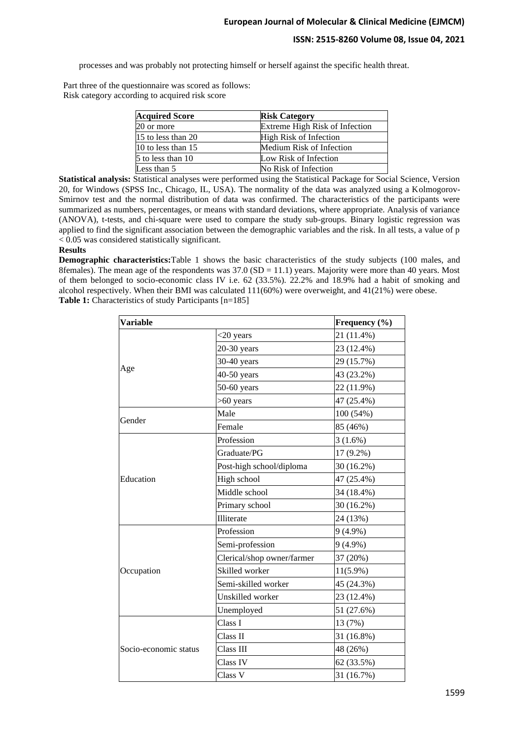processes and was probably not protecting himself or herself against the specific health threat.

Part three of the questionnaire was scored as follows:
Risk category according to acquired risk score

| Acquired Score | Risk Category |
|---|---|
| 20 or more | Extreme High Risk of Infection |
| 15 to less than 20 | High Risk of Infection |
| 10 to less than 15 | Medium Risk of Infection |
| 5 to less than 10 | Low Risk of Infection |
| Less than 5 | No Risk of Infection |

**Statistical analysis:** Statistical analyses were performed using the Statistical Package for Social Science, Version 20, for Windows (SPSS Inc., Chicago, IL, USA). The normality of the data was analyzed using a Kolmogorov-Smirnov test and the normal distribution of data was confirmed. The characteristics of the participants were summarized as numbers, percentages, or means with standard deviations, where appropriate. Analysis of variance (ANOVA), t-tests, and chi-square were used to compare the study sub-groups. Binary logistic regression was applied to find the significant association between the demographic variables and the risk. In all tests, a value of $p < 0.05$ was considered statistically significant.

**Results**

**Demographic characteristics:**Table 1 shows the basic characteristics of the study subjects (100 males, and 8females). The mean age of the respondents was 37.0 (SD = 11.1) years. Majority were more than 40 years. Most of them belonged to socio-economic class IV i.e. 62 (33.5%). 22.2% and 18.9% had a habit of smoking and alcohol respectively. When their BMI was calculated 111(60%) were overweight, and 41(21%) were obese.

**Table 1:** Characteristics of study Participants [n=185]

| Variable | | Frequency (%) |
|---|---|---|
| Age | <20 years | 21 (11.4%) |
| | 20-30 years | 23 (12.4%) |
| | 30-40 years | 29 (15.7%) |
| | 40-50 years | 43 (23.2%) |
| | 50-60 years | 22 (11.9%) |
| | >60 years | 47 (25.4%) |
| Gender | Male | 100 (54%) |
| | Female | 85 (46%) |
| Education | Profession | 3 (1.6%) |
| | Graduate/PG | 17 (9.2%) |
| | Post-high school/diploma | 30 (16.2%) |
| | High school | 47 (25.4%) |
| | Middle school | 34 (18.4%) |
| | Primary school | 30 (16.2%) |
| | Illiterate | 24 (13%) |
| Occupation | Profession | 9 (4.9%) |
| | Semi-profession | 9 (4.9%) |
| | Clerical/shop owner/farmer | 37 (20%) |
| | Skilled worker | 11(5.9%) |
| | Semi-skilled worker | 45 (24.3%) |
| | Unskilled worker | 23 (12.4%) |
| | Unemployed | 51 (27.6%) |
| Socio-economic status | Class I | 13 (7%) |
| | Class II | 31 (16.8%) |
| | Class III | 48 (26%) |
| | Class IV | 62 (33.5%) |
| | Class V | 31 (16.7%) |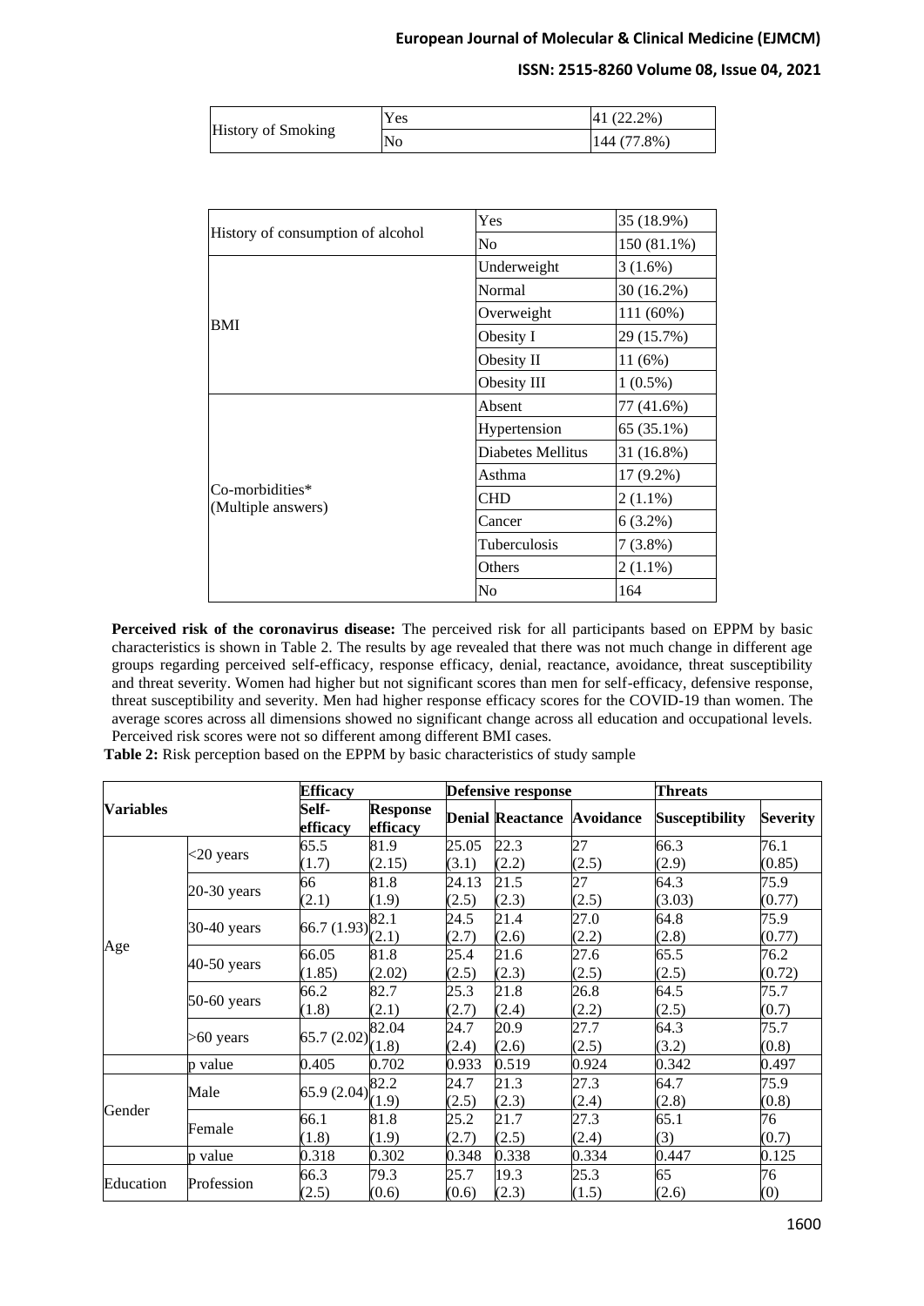| History of Smoking | Yes | 41 (22.2%) |
|---|---|---|
| | No | 144 (77.8%) |

| History of consumption of alcohol | Yes | 35 (18.9%) |
|---|---|---|
| | No | 150 (81.1%) |
| BMI | Underweight | 3 (1.6%) |
| | Normal | 30 (16.2%) |
| | Overweight | 111 (60%) |
| | Obesity I | 29 (15.7%) |
| | Obesity II | 11 (6%) |
| | Obesity III | 1 (0.5%) |
| Co-morbidities* (Multiple answers) | Absent | 77 (41.6%) |
| | Hypertension | 65 (35.1%) |
| | Diabetes Mellitus | 31 (16.8%) |
| | Asthma | 17 (9.2%) |
| | CHD | 2 (1.1%) |
| | Cancer | 6 (3.2%) |
| | Tuberculosis | 7 (3.8%) |
| | Others | 2 (1.1%) |
| | No | 164 |

**Perceived risk of the coronavirus disease:** The perceived risk for all participants based on EPPM by basic characteristics is shown in Table 2. The results by age revealed that there was not much change in different age groups regarding perceived self-efficacy, response efficacy, denial, reactance, avoidance, threat susceptibility and threat severity. Women had higher but not significant scores than men for self-efficacy, defensive response, threat susceptibility and severity. Men had higher response efficacy scores for the COVID-19 than women. The average scores across all dimensions showed no significant change across all education and occupational levels. Perceived risk scores were not so different among different BMI cases.

**Table 2:** Risk perception based on the EPPM by basic characteristics of study sample

| Variables | | Efficacy | | Defensive response | | | Threats | |
|---|---|---|---|---|---|---|---|---|
| | | Self-efficacy | Response efficacy | Denial | Reactance | Avoidance | Susceptibility | Severity |
| Age | <20 years | 65.5 (1.7) | 81.9 (2.15) | 25.05 (3.1) | 22.3 (2.2) | 27 (2.5) | 66.3 (2.9) | 76.1 (0.85) |
| | 20-30 years | 66 (2.1) | 81.8 (1.9) | 24.13 (2.5) | 21.5 (2.3) | 27 (2.5) | 64.3 (3.03) | 75.9 (0.77) |
| | 30-40 years | 66.7 (1.93) | 82.1 (2.1) | 24.5 (2.7) | 21.4 (2.6) | 27.0 (2.2) | 64.8 (2.8) | 75.9 (0.77) |
| | 40-50 years | 66.05 (1.85) | 81.8 (2.02) | 25.4 (2.5) | 21.6 (2.3) | 27.6 (2.5) | 65.5 (2.5) | 76.2 (0.72) |
| | 50-60 years | 66.2 (1.8) | 82.7 (2.1) | 25.3 (2.7) | 21.8 (2.4) | 26.8 (2.2) | 64.5 (2.5) | 75.7 (0.7) |
| | >60 years | 65.7 (2.02) | 82.04 (1.8) | 24.7 (2.4) | 20.9 (2.6) | 27.7 (2.5) | 64.3 (3.2) | 75.7 (0.8) |
| | p value | 0.405 | 0.702 | 0.933 | 0.519 | 0.924 | 0.342 | 0.497 |
| Gender | Male | 65.9 (2.04) | 82.2 (1.9) | 24.7 (2.5) | 21.3 (2.3) | 27.3 (2.4) | 64.7 (2.8) | 75.9 (0.8) |
| | Female | 66.1 (1.8) | 81.8 (1.9) | 25.2 (2.7) | 21.7 (2.5) | 27.3 (2.4) | 65.1 (3) | 76 (0.7) |
| | p value | 0.318 | 0.302 | 0.348 | 0.338 | 0.334 | 0.447 | 0.125 |
| Education | Profession | 66.3 (2.5) | 79.3 (0.6) | 25.7 (0.6) | 19.3 (2.3) | 25.3 (1.5) | 65 (2.6) | 76 (0) |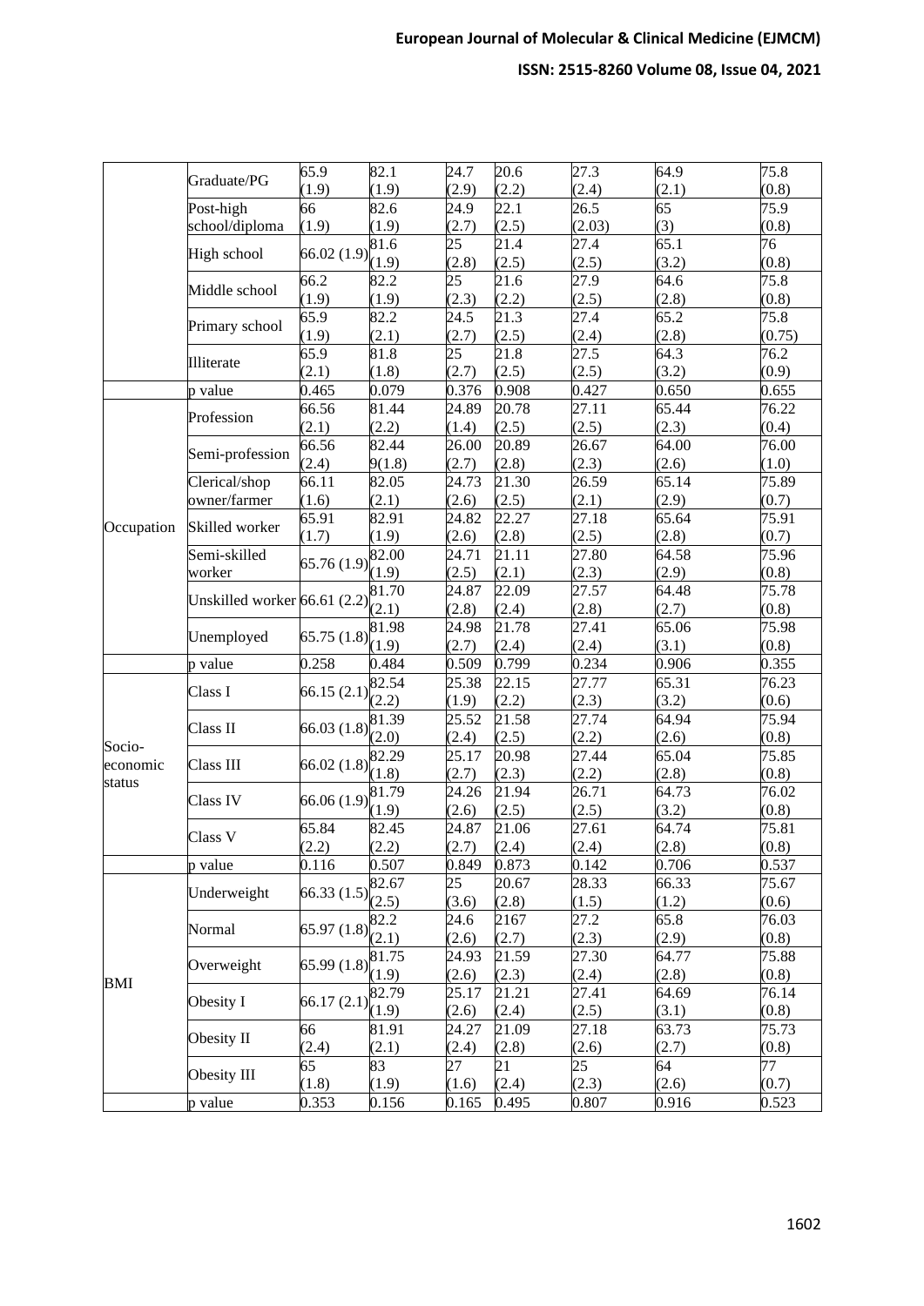| | | | | | | | | |
|---|---|---|---|---|---|---|---|---|
| | Graduate/PG | 65.9 (1.9) | 82.1 (1.9) | 24.7 (2.9) | 20.6 (2.2) | 27.3 (2.4) | 64.9 (2.1) | 75.8 (0.8) |
| | Post-high school/diploma | 66 (1.9) | 82.6 (1.9) | 24.9 (2.7) | 22.1 (2.5) | 26.5 (2.03) | 65 (3) | 75.9 (0.8) |
| | High school | 66.02 (1.9) | 81.6 (1.9) | 25 (2.8) | 21.4 (2.5) | 27.4 (2.5) | 65.1 (3.2) | 76 (0.8) |
| | Middle school | 66.2 (1.9) | 82.2 (1.9) | 25 (2.3) | 21.6 (2.2) | 27.9 (2.5) | 64.6 (2.8) | 75.8 (0.8) |
| | Primary school | 65.9 (1.9) | 82.2 (2.1) | 24.5 (2.7) | 21.3 (2.5) | 27.4 (2.4) | 65.2 (2.8) | 75.8 (0.75) |
| | Illiterate | 65.9 (2.1) | 81.8 (1.8) | 25 (2.7) | 21.8 (2.5) | 27.5 (2.5) | 64.3 (3.2) | 76.2 (0.9) |
| | p value | 0.465 | 0.079 | 0.376 | 0.908 | 0.427 | 0.650 | 0.655 |
| Occupation | Profession | 66.56 (2.1) | 81.44 (2.2) | 24.89 (1.4) | 20.78 (2.5) | 27.11 (2.5) | 65.44 (2.3) | 76.22 (0.4) |
| | Semi-profession | 66.56 (2.4) | 82.44 9(1.8) | 26.00 (2.7) | 20.89 (2.8) | 26.67 (2.3) | 64.00 (2.6) | 76.00 (1.0) |
| | Clerical/shop owner/farmer | 66.11 (1.6) | 82.05 (2.1) | 24.73 (2.6) | 21.30 (2.5) | 26.59 (2.1) | 65.14 (2.9) | 75.89 (0.7) |
| | Skilled worker | 65.91 (1.7) | 82.91 (1.9) | 24.82 (2.6) | 22.27 (2.8) | 27.18 (2.5) | 65.64 (2.8) | 75.91 (0.7) |
| | Semi-skilled worker | 65.76 (1.9) | 82.00 (1.9) | 24.71 (2.5) | 21.11 (2.1) | 27.80 (2.3) | 64.58 (2.9) | 75.96 (0.8) |
| | Unskilled worker | 66.61 (2.2) | 81.70 (2.1) | 24.87 (2.8) | 22.09 (2.4) | 27.57 (2.8) | 64.48 (2.7) | 75.78 (0.8) |
| | Unemployed | 65.75 (1.8) | 81.98 (1.9) | 24.98 (2.7) | 21.78 (2.4) | 27.41 (2.4) | 65.06 (3.1) | 75.98 (0.8) |
| | p value | 0.258 | 0.484 | 0.509 | 0.799 | 0.234 | 0.906 | 0.355 |
| Socio-economic status | Class I | 66.15 (2.1) | 82.54 (2.2) | 25.38 (1.9) | 22.15 (2.2) | 27.77 (2.3) | 65.31 (3.2) | 76.23 (0.6) |
| | Class II | 66.03 (1.8) | 81.39 (2.0) | 25.52 (2.4) | 21.58 (2.5) | 27.74 (2.2) | 64.94 (2.6) | 75.94 (0.8) |
| | Class III | 66.02 (1.8) | 82.29 (1.8) | 25.17 (2.7) | 20.98 (2.3) | 27.44 (2.2) | 65.04 (2.8) | 75.85 (0.8) |
| | Class IV | 66.06 (1.9) | 81.79 (1.9) | 24.26 (2.6) | 21.94 (2.5) | 26.71 (2.5) | 64.73 (3.2) | 76.02 (0.8) |
| | Class V | 65.84 (2.2) | 82.45 (2.2) | 24.87 (2.7) | 21.06 (2.4) | 27.61 (2.4) | 64.74 (2.8) | 75.81 (0.8) |
| | p value | 0.116 | 0.507 | 0.849 | 0.873 | 0.142 | 0.706 | 0.537 |
| BMI | Underweight | 66.33 (1.5) | 82.67 (2.5) | 25 (3.6) | 20.67 (2.8) | 28.33 (1.5) | 66.33 (1.2) | 75.67 (0.6) |
| | Normal | 65.97 (1.8) | 82.2 (2.1) | 24.6 (2.6) | 2167 (2.7) | 27.2 (2.3) | 65.8 (2.9) | 76.03 (0.8) |
| | Overweight | 65.99 (1.8) | 81.75 (1.9) | 24.93 (2.6) | 21.59 (2.3) | 27.30 (2.4) | 64.77 (2.8) | 75.88 (0.8) |
| | Obesity I | 66.17 (2.1) | 82.79 (1.9) | 25.17 (2.6) | 21.21 (2.4) | 27.41 (2.5) | 64.69 (3.1) | 76.14 (0.8) |
| | Obesity II | 66 (2.4) | 81.91 (2.1) | 24.27 (2.4) | 21.09 (2.8) | 27.18 (2.6) | 63.73 (2.7) | 75.73 (0.8) |
| | Obesity III | 65 (1.8) | 83 (1.9) | 27 (1.6) | 21 (2.4) | 25 (2.3) | 64 (2.6) | 77 (0.7) |
| | p value | 0.353 | 0.156 | 0.165 | 0.495 | 0.807 | 0.916 | 0.523 |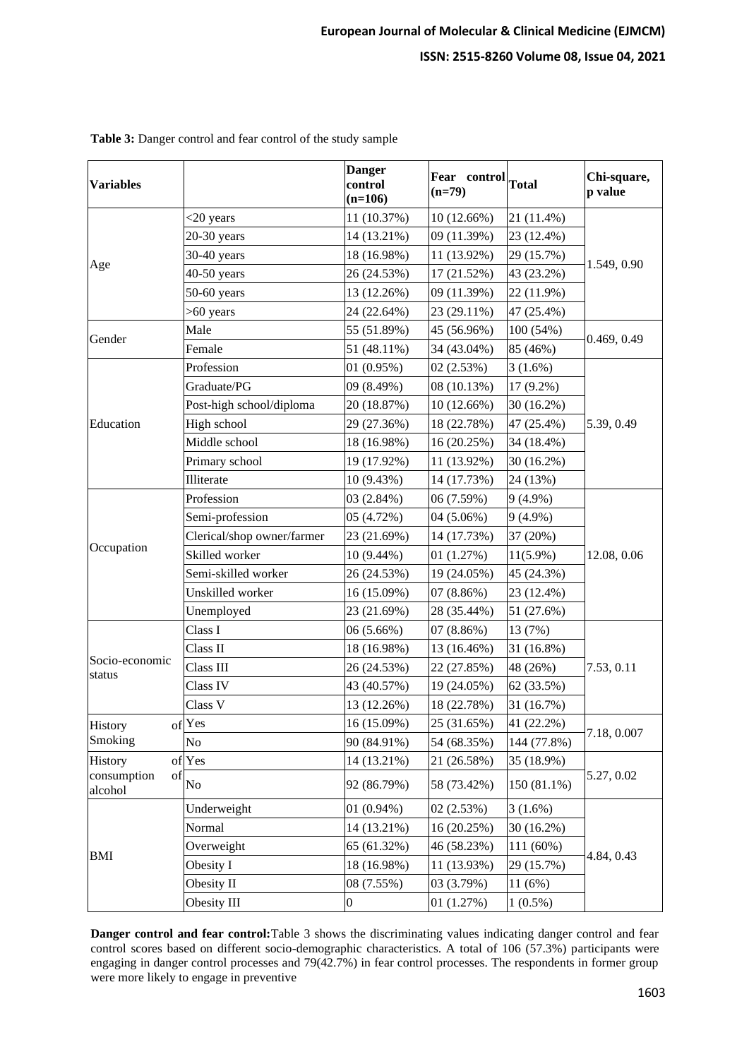**Table 3:** Danger control and fear control of the study sample

| Variables | | Danger control (n=106) | Fear control (n=79) | Total | Chi-square, p value |
|---|---|---|---|---|---|
| Age | <20 years | 11 (10.37%) | 10 (12.66%) | 21 (11.4%) | 1.549, 0.90 |
| | 20-30 years | 14 (13.21%) | 09 (11.39%) | 23 (12.4%) | |
| | 30-40 years | 18 (16.98%) | 11 (13.92%) | 29 (15.7%) | |
| | 40-50 years | 26 (24.53%) | 17 (21.52%) | 43 (23.2%) | |
| | 50-60 years | 13 (12.26%) | 09 (11.39%) | 22 (11.9%) | |
| | >60 years | 24 (22.64%) | 23 (29.11%) | 47 (25.4%) | |
| Gender | Male | 55 (51.89%) | 45 (56.96%) | 100 (54%) | 0.469, 0.49 |
| | Female | 51 (48.11%) | 34 (43.04%) | 85 (46%) | |
| Education | Profession | 01 (0.95%) | 02 (2.53%) | 3 (1.6%) | 5.39, 0.49 |
| | Graduate/PG | 09 (8.49%) | 08 (10.13%) | 17 (9.2%) | |
| | Post-high school/diploma | 20 (18.87%) | 10 (12.66%) | 30 (16.2%) | |
| | High school | 29 (27.36%) | 18 (22.78%) | 47 (25.4%) | |
| | Middle school | 18 (16.98%) | 16 (20.25%) | 34 (18.4%) | |
| | Primary school | 19 (17.92%) | 11 (13.92%) | 30 (16.2%) | |
| | Illiterate | 10 (9.43%) | 14 (17.73%) | 24 (13%) | |
| Occupation | Profession | 03 (2.84%) | 06 (7.59%) | 9 (4.9%) | 12.08, 0.06 |
| | Semi-profession | 05 (4.72%) | 04 (5.06%) | 9 (4.9%) | |
| | Clerical/shop owner/farmer | 23 (21.69%) | 14 (17.73%) | 37 (20%) | |
| | Skilled worker | 10 (9.44%) | 01 (1.27%) | 11(5.9%) | |
| | Semi-skilled worker | 26 (24.53%) | 19 (24.05%) | 45 (24.3%) | |
| | Unskilled worker | 16 (15.09%) | 07 (8.86%) | 23 (12.4%) | |
| | Unemployed | 23 (21.69%) | 28 (35.44%) | 51 (27.6%) | |
| Socio-economic status | Class I | 06 (5.66%) | 07 (8.86%) | 13 (7%) | 7.53, 0.11 |
| | Class II | 18 (16.98%) | 13 (16.46%) | 31 (16.8%) | |
| | Class III | 26 (24.53%) | 22 (27.85%) | 48 (26%) | |
| | Class IV | 43 (40.57%) | 19 (24.05%) | 62 (33.5%) | |
| | Class V | 13 (12.26%) | 18 (22.78%) | 31 (16.7%) | |
| History of Smoking | Yes | 16 (15.09%) | 25 (31.65%) | 41 (22.2%) | 7.18, 0.007 |
| | No | 90 (84.91%) | 54 (68.35%) | 144 (77.8%) | |
| History of consumption of alcohol | Yes | 14 (13.21%) | 21 (26.58%) | 35 (18.9%) | 5.27, 0.02 |
| | No | 92 (86.79%) | 58 (73.42%) | 150 (81.1%) | |
| BMI | Underweight | 01 (0.94%) | 02 (2.53%) | 3 (1.6%) | 4.84, 0.43 |
| | Normal | 14 (13.21%) | 16 (20.25%) | 30 (16.2%) | |
| | Overweight | 65 (61.32%) | 46 (58.23%) | 111 (60%) | |
| | Obesity I | 18 (16.98%) | 11 (13.93%) | 29 (15.7%) | |
| | Obesity II | 08 (7.55%) | 03 (3.79%) | 11 (6%) | |
| | Obesity III | 0 | 01 (1.27%) | 1 (0.5%) | |

**Danger control and fear control:** Table 3 shows the discriminating values indicating danger control and fear control scores based on different socio-demographic characteristics. A total of 106 (57.3%) participants were engaging in danger control processes and 79(42.7%) in fear control processes. The respondents in former group were more likely to engage in preventive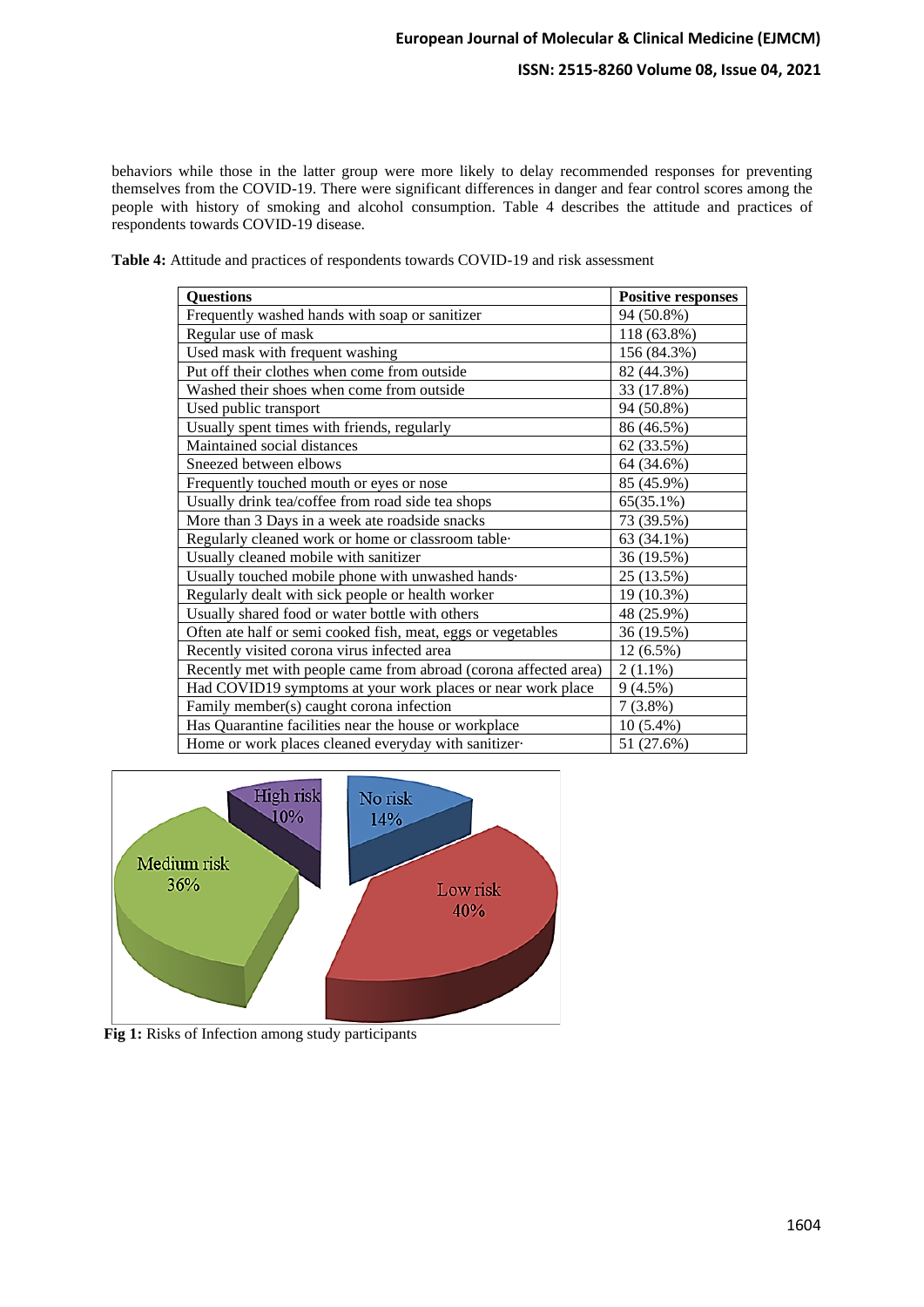behaviors while those in the latter group were more likely to delay recommended responses for preventing themselves from the COVID-19. There were significant differences in danger and fear control scores among the people with history of smoking and alcohol consumption. Table 4 describes the attitude and practices of respondents towards COVID-19 disease.

**Table 4:** Attitude and practices of respondents towards COVID-19 and risk assessment

| Questions | Positive responses |
|---|---|
| Frequently washed hands with soap or sanitizer | 94 (50.8%) |
| Regular use of mask | 118 (63.8%) |
| Used mask with frequent washing | 156 (84.3%) |
| Put off their clothes when come from outside | 82 (44.3%) |
| Washed their shoes when come from outside | 33 (17.8%) |
| Used public transport | 94 (50.8%) |
| Usually spent times with friends, regularly | 86 (46.5%) |
| Maintained social distances | 62 (33.5%) |
| Sneezed between elbows | 64 (34.6%) |
| Frequently touched mouth or eyes or nose | 85 (45.9%) |
| Usually drink tea/coffee from road side tea shops | 65(35.1%) |
| More than 3 Days in a week ate roadside snacks | 73 (39.5%) |
| Regularly cleaned work or home or classroom table· | 63 (34.1%) |
| Usually cleaned mobile with sanitizer | 36 (19.5%) |
| Usually touched mobile phone with unwashed hands· | 25 (13.5%) |
| Regularly dealt with sick people or health worker | 19 (10.3%) |
| Usually shared food or water bottle with others | 48 (25.9%) |
| Often ate half or semi cooked fish, meat, eggs or vegetables | 36 (19.5%) |
| Recently visited corona virus infected area | 12 (6.5%) |
| Recently met with people came from abroad (corona affected area) | 2 (1.1%) |
| Had COVID19 symptoms at your work places or near work place | 9 (4.5%) |
| Family member(s) caught corona infection | 7 (3.8%) |
| Has Quarantine facilities near the house or workplace | 10 (5.4%) |
| Home or work places cleaned everyday with sanitizer· | 51 (27.6%) |

**Fig 1:** Risks of Infection among study participants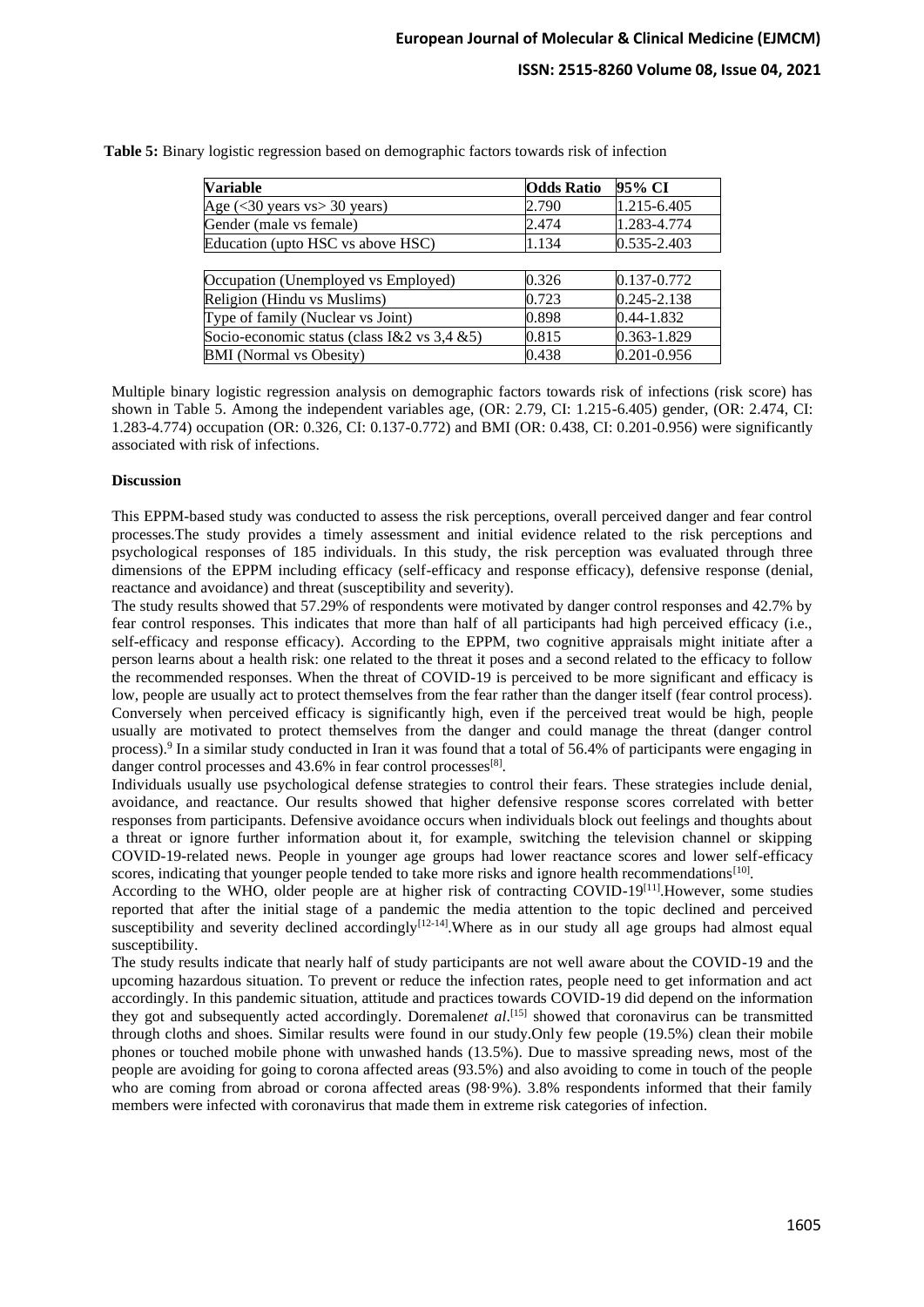**Table 5:** Binary logistic regression based on demographic factors towards risk of infection

| Variable | Odds Ratio | 95% CI |
|---|---|---|
| Age (<30 years vs> 30 years) | 2.790 | 1.215-6.405 |
| Gender (male vs female) | 2.474 | 1.283-4.774 |
| Education (upto HSC vs above HSC) | 1.134 | 0.535-2.403 |
| Occupation (Unemployed vs Employed) | 0.326 | 0.137-0.772 |
| Religion (Hindu vs Muslims) | 0.723 | 0.245-2.138 |
| Type of family (Nuclear vs Joint) | 0.898 | 0.44-1.832 |
| Socio-economic status (class I&2 vs 3,4 &5) | 0.815 | 0.363-1.829 |
| BMI (Normal vs Obesity) | 0.438 | 0.201-0.956 |

Multiple binary logistic regression analysis on demographic factors towards risk of infections (risk score) has shown in Table 5. Among the independent variables age, (OR: 2.79, CI: 1.215-6.405) gender, (OR: 2.474, CI: 1.283-4.774) occupation (OR: 0.326, CI: 0.137-0.772) and BMI (OR: 0.438, CI: 0.201-0.956) were significantly associated with risk of infections.

**Discussion**

This EPPM-based study was conducted to assess the risk perceptions, overall perceived danger and fear control processes.The study provides a timely assessment and initial evidence related to the risk perceptions and psychological responses of 185 individuals. In this study, the risk perception was evaluated through three dimensions of the EPPM including efficacy (self-efficacy and response efficacy), defensive response (denial, reactance and avoidance) and threat (susceptibility and severity).

The study results showed that 57.29% of respondents were motivated by danger control responses and 42.7% by fear control responses. This indicates that more than half of all participants had high perceived efficacy (i.e., self-efficacy and response efficacy). According to the EPPM, two cognitive appraisals might initiate after a person learns about a health risk: one related to the threat it poses and a second related to the efficacy to follow the recommended responses. When the threat of COVID-19 is perceived to be more significant and efficacy is low, people are usually act to protect themselves from the fear rather than the danger itself (fear control process). Conversely when perceived efficacy is significantly high, even if the perceived treat would be high, people usually are motivated to protect themselves from the danger and could manage the threat (danger control process).[9] In a similar study conducted in Iran it was found that a total of 56.4% of participants were engaging in danger control processes and 43.6% in fear control processes[8].

Individuals usually use psychological defense strategies to control their fears. These strategies include denial, avoidance, and reactance. Our results showed that higher defensive response scores correlated with better responses from participants. Defensive avoidance occurs when individuals block out feelings and thoughts about a threat or ignore further information about it, for example, switching the television channel or skipping COVID-19-related news. People in younger age groups had lower reactance scores and lower self-efficacy scores, indicating that younger people tended to take more risks and ignore health recommendations[10].

According to the WHO, older people are at higher risk of contracting COVID-19[11].However, some studies reported that after the initial stage of a pandemic the media attention to the topic declined and perceived susceptibility and severity declined accordingly[12-14].Where as in our study all age groups had almost equal susceptibility.

The study results indicate that nearly half of study participants are not well aware about the COVID-19 and the upcoming hazardous situation. To prevent or reduce the infection rates, people need to get information and act accordingly. In this pandemic situation, attitude and practices towards COVID-19 did depend on the information they got and subsequently acted accordingly. Doremalen*et al*.[15] showed that coronavirus can be transmitted through cloths and shoes. Similar results were found in our study.Only few people (19.5%) clean their mobile phones or touched mobile phone with unwashed hands (13.5%). Due to massive spreading news, most of the people are avoiding for going to corona affected areas (93.5%) and also avoiding to come in touch of the people who are coming from abroad or corona affected areas (98·9%). 3.8% respondents informed that their family members were infected with coronavirus that made them in extreme risk categories of infection.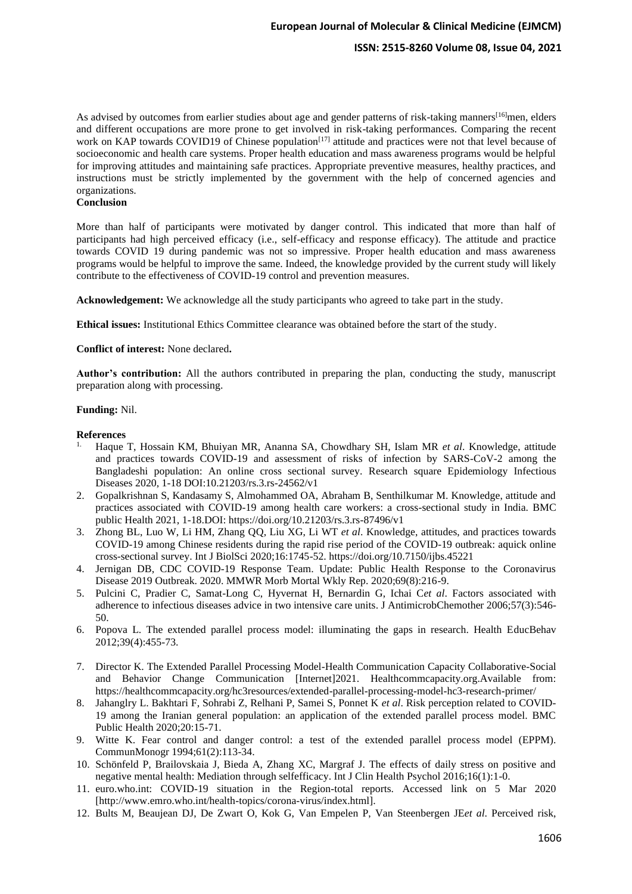As advised by outcomes from earlier studies about age and gender patterns of risk-taking manners[16]men, elders and different occupations are more prone to get involved in risk-taking performances. Comparing the recent work on KAP towards COVID19 of Chinese population[17] attitude and practices were not that level because of socioeconomic and health care systems. Proper health education and mass awareness programs would be helpful for improving attitudes and maintaining safe practices. Appropriate preventive measures, healthy practices, and instructions must be strictly implemented by the government with the help of concerned agencies and organizations.

## Conclusion

More than half of participants were motivated by danger control. This indicated that more than half of participants had high perceived efficacy (i.e., self-efficacy and response efficacy). The attitude and practice towards COVID 19 during pandemic was not so impressive. Proper health education and mass awareness programs would be helpful to improve the same. Indeed, the knowledge provided by the current study will likely contribute to the effectiveness of COVID-19 control and prevention measures.

**Acknowledgement:** We acknowledge all the study participants who agreed to take part in the study.

**Ethical issues:** Institutional Ethics Committee clearance was obtained before the start of the study.

**Conflict of interest:** None declared**.**

**Author's contribution:** All the authors contributed in preparing the plan, conducting the study, manuscript preparation along with processing.

**Funding:** Nil.

## References

1. Haque T, Hossain KM, Bhuiyan MR, Ananna SA, Chowdhary SH, Islam MR *et al*. Knowledge, attitude and practices towards COVID-19 and assessment of risks of infection by SARS-CoV-2 among the Bangladeshi population: An online cross sectional survey. Research square Epidemiology Infectious Diseases 2020, 1-18 DOI:10.21203/rs.3.rs-24562/v1
2. Gopalkrishnan S, Kandasamy S, Almohammed OA, Abraham B, Senthilkumar M. Knowledge, attitude and practices associated with COVID-19 among health care workers: a cross-sectional study in India. BMC public Health 2021, 1-18.DOI: https://doi.org/10.21203/rs.3.rs-87496/v1
3. Zhong BL, Luo W, Li HM, Zhang QQ, Liu XG, Li WT *et al*. Knowledge, attitudes, and practices towards COVID-19 among Chinese residents during the rapid rise period of the COVID-19 outbreak: aquick online cross-sectional survey. Int J BiolSci 2020;16:1745-52. https://doi.org/10.7150/ijbs.45221
4. Jernigan DB, CDC COVID-19 Response Team. Update: Public Health Response to the Coronavirus Disease 2019 Outbreak. 2020. MMWR Morb Mortal Wkly Rep. 2020;69(8):216-9.
5. Pulcini C, Pradier C, Samat-Long C, Hyvernat H, Bernardin G, Ichai C*et al*. Factors associated with adherence to infectious diseases advice in two intensive care units. J AntimicrobChemother 2006;57(3):546-50.
6. Popova L. The extended parallel process model: illuminating the gaps in research. Health EducBehav 2012;39(4):455-73.
7. Director K. The Extended Parallel Processing Model-Health Communication Capacity Collaborative-Social and Behavior Change Communication [Internet]2021. Healthcommcapacity.org.Available from: https://healthcommcapacity.org/hc3resources/extended-parallel-processing-model-hc3-research-primer/
8. Jahanglry L. Bakhtari F, Sohrabi Z, Relhani P, Samei S, Ponnet K *et al*. Risk perception related to COVID-19 among the Iranian general population: an application of the extended parallel process model. BMC Public Health 2020;20:15-71.
9. Witte K. Fear control and danger control: a test of the extended parallel process model (EPPM). CommunMonogr 1994;61(2):113-34.
10. Schönfeld P, Brailovskaia J, Bieda A, Zhang XC, Margraf J. The effects of daily stress on positive and negative mental health: Mediation through selfefficacy. Int J Clin Health Psychol 2016;16(1):1-0.
11. euro.who.int: COVID-19 situation in the Region-total reports. Accessed link on 5 Mar 2020 [http://www.emro.who.int/health-topics/corona-virus/index.html].
12. Bults M, Beaujean DJ, De Zwart O, Kok G, Van Empelen P, Van Steenbergen JE*et al*. Perceived risk,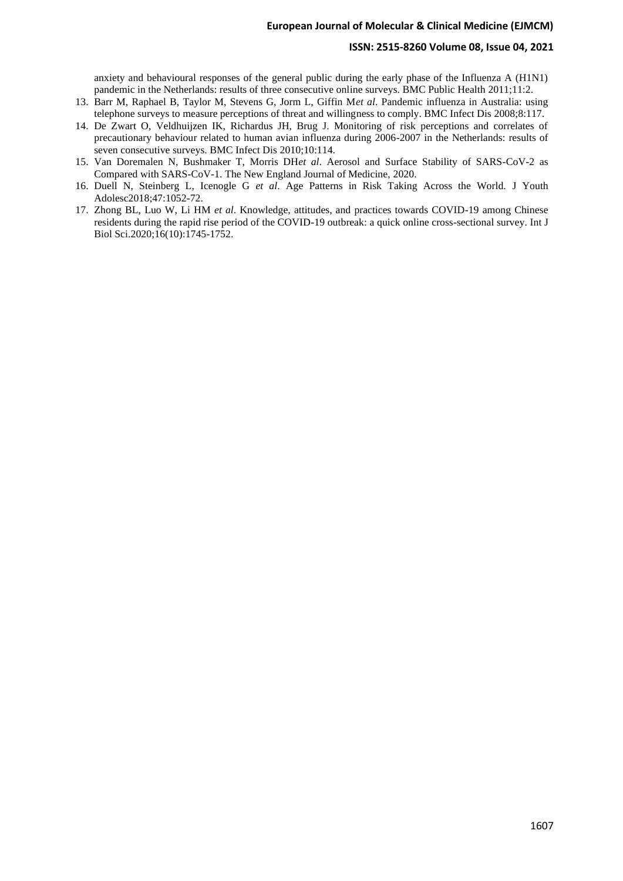anxiety and behavioural responses of the general public during the early phase of the Influenza A (H1N1) pandemic in the Netherlands: results of three consecutive online surveys. BMC Public Health 2011;11:2.

13. Barr M, Raphael B, Taylor M, Stevens G, Jorm L, Giffin M*et al*. Pandemic influenza in Australia: using telephone surveys to measure perceptions of threat and willingness to comply. BMC Infect Dis 2008;8:117.
14. De Zwart O, Veldhuijzen IK, Richardus JH, Brug J. Monitoring of risk perceptions and correlates of precautionary behaviour related to human avian influenza during 2006-2007 in the Netherlands: results of seven consecutive surveys. BMC Infect Dis 2010;10:114.
15. Van Doremalen N, Bushmaker T, Morris DH*et al*. Aerosol and Surface Stability of SARS-CoV-2 as Compared with SARS-CoV-1. The New England Journal of Medicine, 2020.
16. Duell N, Steinberg L, Icenogle G *et al*. Age Patterns in Risk Taking Across the World. J Youth Adolesc2018;47:1052-72.
17. Zhong BL, Luo W, Li HM *et al*. Knowledge, attitudes, and practices towards COVID-19 among Chinese residents during the rapid rise period of the COVID-19 outbreak: a quick online cross-sectional survey. Int J Biol Sci.2020;16(10):1745-1752.